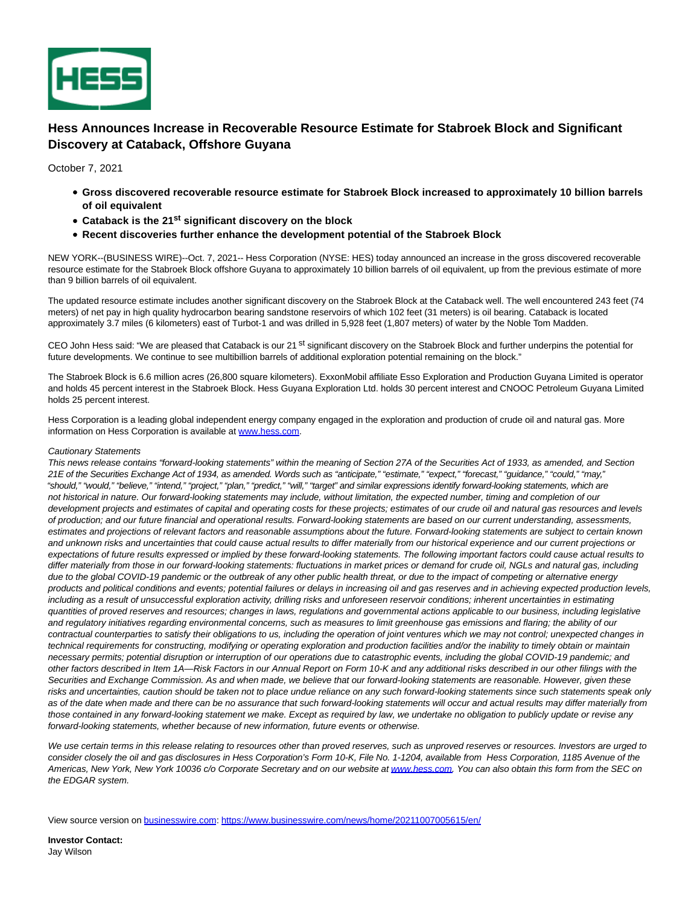# Hess Announces Increase in Recoverable Resource Estimate for Stabroek Block and Significant Discovery at Cataback, Offshore Guyana

October 7, 2021

- **Gross discovered recoverable resource estimate for Stabroek Block increased to approximately 10 billion barrels of oil equivalent**
- **Cataback is the 21st significant discovery on the block**
- **Recent discoveries further enhance the development potential of the Stabroek Block**

NEW YORK--(BUSINESS WIRE)--Oct. 7, 2021-- Hess Corporation (NYSE: HES) today announced an increase in the gross discovered recoverable resource estimate for the Stabroek Block offshore Guyana to approximately 10 billion barrels of oil equivalent, up from the previous estimate of more than 9 billion barrels of oil equivalent.

The updated resource estimate includes another significant discovery on the Stabroek Block at the Cataback well. The well encountered 243 feet (74 meters) of net pay in high quality hydrocarbon bearing sandstone reservoirs of which 102 feet (31 meters) is oil bearing. Cataback is located approximately 3.7 miles (6 kilometers) east of Turbot-1 and was drilled in 5,928 feet (1,807 meters) of water by the Noble Tom Madden.

CEO John Hess said: "We are pleased that Cataback is our 21st significant discovery on the Stabroek Block and further underpins the potential for future developments. We continue to see multibillion barrels of additional exploration potential remaining on the block."

The Stabroek Block is 6.6 million acres (26,800 square kilometers). ExxonMobil affiliate Esso Exploration and Production Guyana Limited is operator and holds 45 percent interest in the Stabroek Block. Hess Guyana Exploration Ltd. holds 30 percent interest and CNOOC Petroleum Guyana Limited holds 25 percent interest.

Hess Corporation is a leading global independent energy company engaged in the exploration and production of crude oil and natural gas. More information on Hess Corporation is available at www.hess.com.

*Cautionary Statements*

*This news release contains "forward-looking statements" within the meaning of Section 27A of the Securities Act of 1933, as amended, and Section 21E of the Securities Exchange Act of 1934, as amended. Words such as "anticipate," "estimate," "expect," "forecast," "guidance," "could," "may," "should," "would," "believe," "intend," "project," "plan," "predict," "will," "target" and similar expressions identify forward-looking statements, which are not historical in nature. Our forward-looking statements may include, without limitation, the expected number, timing and completion of our development projects and estimates of capital and operating costs for these projects; estimates of our crude oil and natural gas resources and levels of production; and our future financial and operational results. Forward-looking statements are based on our current understanding, assessments, estimates and projections of relevant factors and reasonable assumptions about the future. Forward-looking statements are subject to certain known and unknown risks and uncertainties that could cause actual results to differ materially from our historical experience and our current projections or expectations of future results expressed or implied by these forward-looking statements. The following important factors could cause actual results to differ materially from those in our forward-looking statements: fluctuations in market prices or demand for crude oil, NGLs and natural gas, including due to the global COVID-19 pandemic or the outbreak of any other public health threat, or due to the impact of competing or alternative energy products and political conditions and events; potential failures or delays in increasing oil and gas reserves and in achieving expected production levels, including as a result of unsuccessful exploration activity, drilling risks and unforeseen reservoir conditions; inherent uncertainties in estimating quantities of proved reserves and resources; changes in laws, regulations and governmental actions applicable to our business, including legislative and regulatory initiatives regarding environmental concerns, such as measures to limit greenhouse gas emissions and flaring; the ability of our contractual counterparties to satisfy their obligations to us, including the operation of joint ventures which we may not control; unexpected changes in technical requirements for constructing, modifying or operating exploration and production facilities and/or the inability to timely obtain or maintain necessary permits; potential disruption or interruption of our operations due to catastrophic events, including the global COVID-19 pandemic; and other factors described in Item 1A—Risk Factors in our Annual Report on Form 10-K and any additional risks described in our other filings with the Securities and Exchange Commission. As and when made, we believe that our forward-looking statements are reasonable. However, given these risks and uncertainties, caution should be taken not to place undue reliance on any such forward-looking statements since such statements speak only as of the date when made and there can be no assurance that such forward-looking statements will occur and actual results may differ materially from those contained in any forward-looking statement we make. Except as required by law, we undertake no obligation to publicly update or revise any forward-looking statements, whether because of new information, future events or otherwise.*

*We use certain terms in this release relating to resources other than proved reserves, such as unproved reserves or resources. Investors are urged to consider closely the oil and gas disclosures in Hess Corporation's Form 10-K, File No. 1-1204, available from Hess Corporation, 1185 Avenue of the Americas, New York, New York 10036 c/o Corporate Secretary and on our website at www.hess.com. You can also obtain this form from the SEC on the EDGAR system.*

View source version on businesswire.com: https://www.businesswire.com/news/home/20211007005615/en/

**Investor Contact:**
Jay Wilson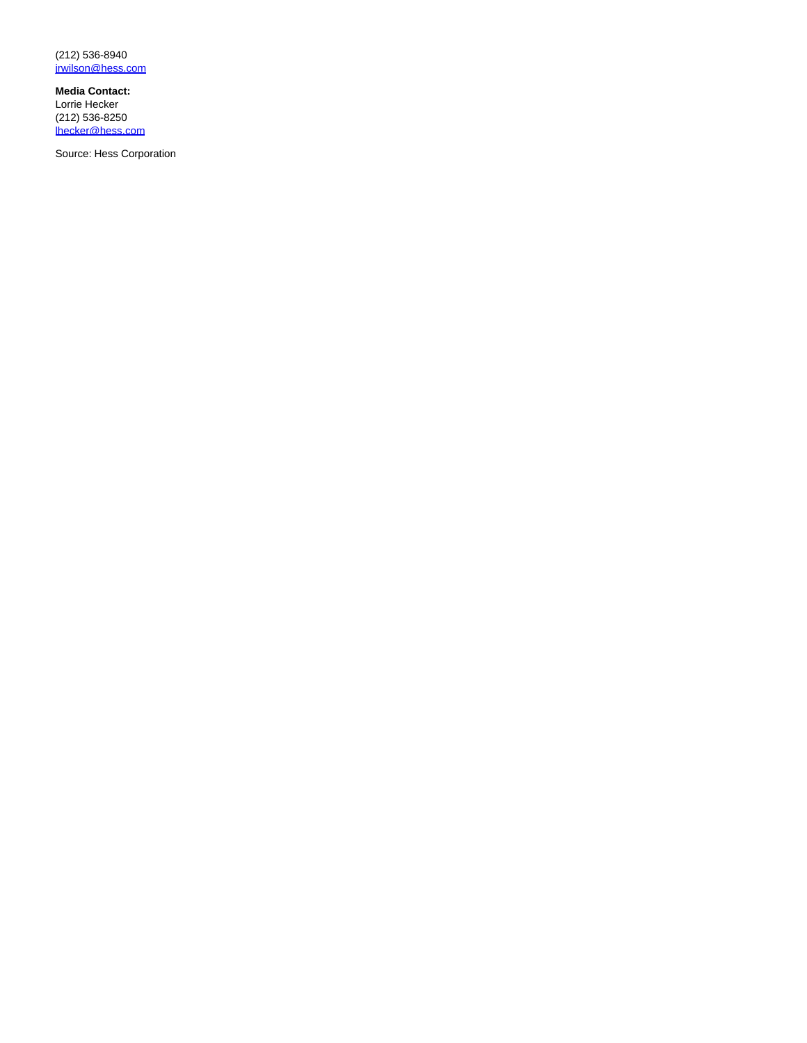(212) 536-8940
jrwilson@hess.com

**Media Contact:**
Lorrie Hecker
(212) 536-8250
lhecker@hess.com

Source: Hess Corporation